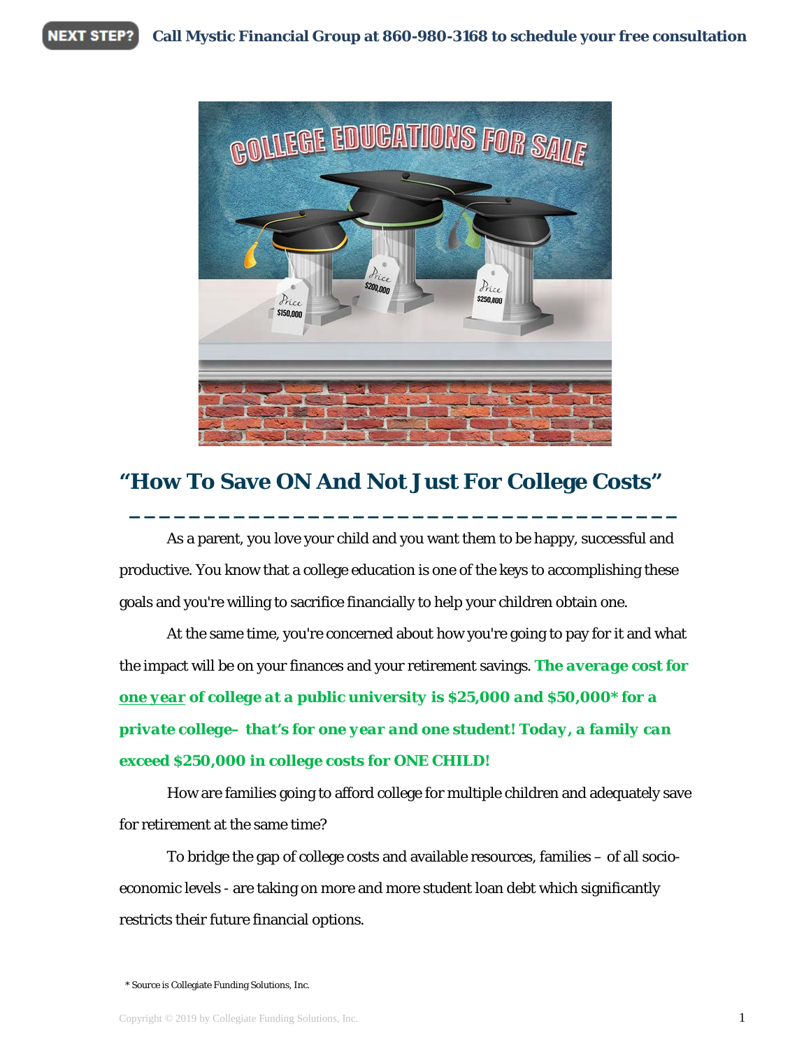NEXT STEP? **Call Mystic Financial Group at 860-980-3168 to schedule your free consultation**

# "How To Save ON And Not Just For College Costs"

As a parent, you love your child and you want them to be happy, successful and productive. You know that a college education is one of the keys to accomplishing these goals and you're willing to sacrifice financially to help your children obtain one.

At the same time, you're concerned about how you're going to pay for it and what the impact will be on your finances and your retirement savings. ***The average cost for <u>one year</u> of college at a public university is $25,000 and $50,000\* for a private college– that's for one year and one student! Today, a family can exceed $250,000 in college costs for ONE CHILD!***

How are families going to afford college for multiple children and adequately save for retirement at the same time?

To bridge the gap of college costs and available resources, families – of all socio-economic levels - are taking on more and more student loan debt which significantly restricts their future financial options.

\* Source is Collegiate Funding Solutions, Inc.

Copyright © 2019 by Collegiate Funding Solutions, Inc.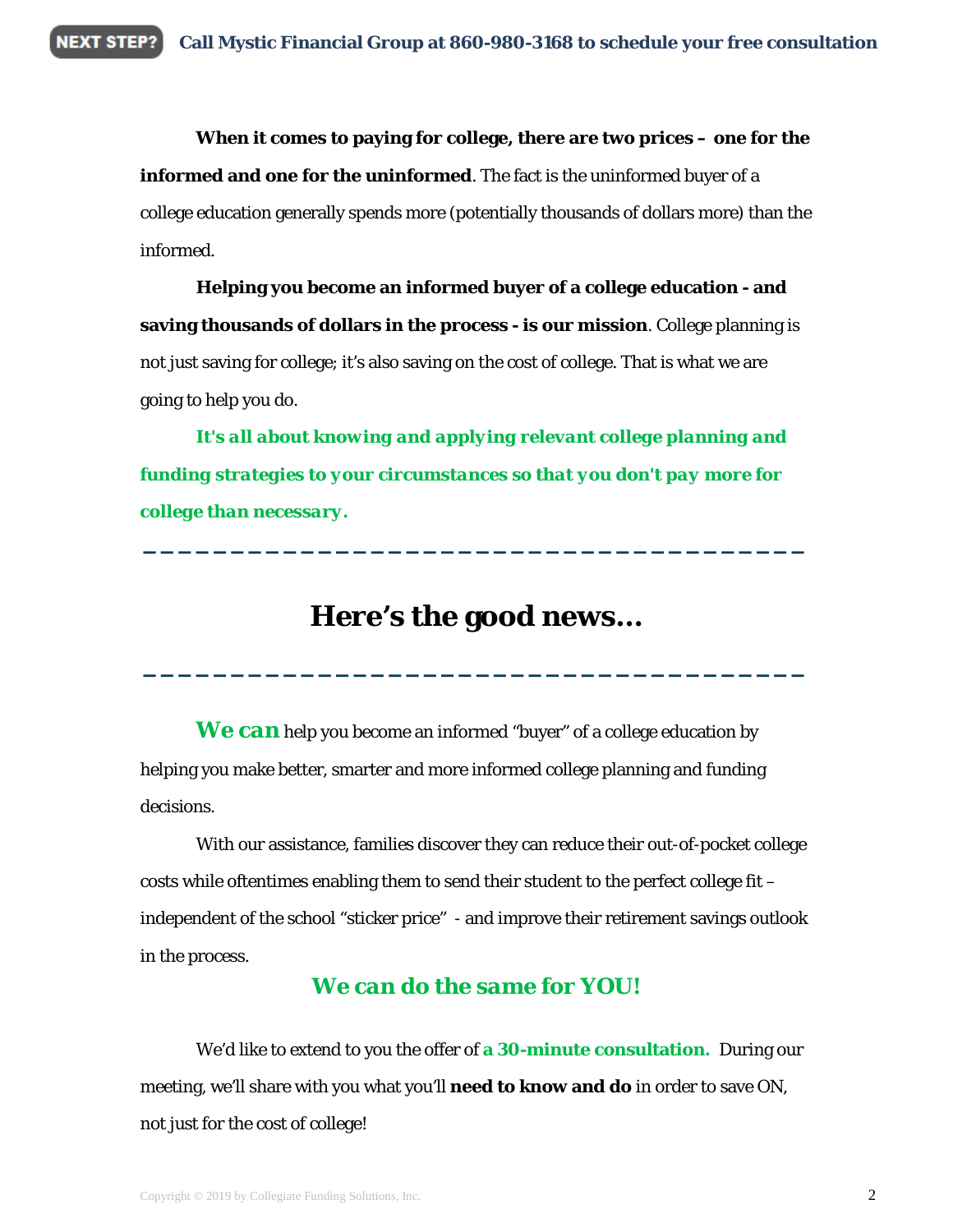**When it comes to paying for college, there are two prices – one for the informed and one for the uninformed**. The fact is the uninformed buyer of a college education generally spends more (potentially thousands of dollars more) than the informed.

**Helping you become an informed buyer of a college education - and saving thousands of dollars in the process - is our mission**. College planning is not just saving for college; it's also saving on the cost of college. That is what we are going to help you do.

***It's all about knowing and applying relevant college planning and funding strategies to your circumstances so that you don't pay more for college than necessary.***

---

# Here's the good news…

---

***We can*** help you become an informed "buyer" of a college education by helping you make better, smarter and more informed college planning and funding decisions.

With our assistance, families discover they can reduce their out-of-pocket college costs while oftentimes enabling them to send their student to the perfect college fit – independent of the school "sticker price" - and improve their retirement savings outlook in the process.

***We can do the same for YOU!***

We'd like to extend to you the offer of **a 30-minute consultation.** During our meeting, we'll share with you what you'll **need to know and do** in order to save ON, not just for the cost of college!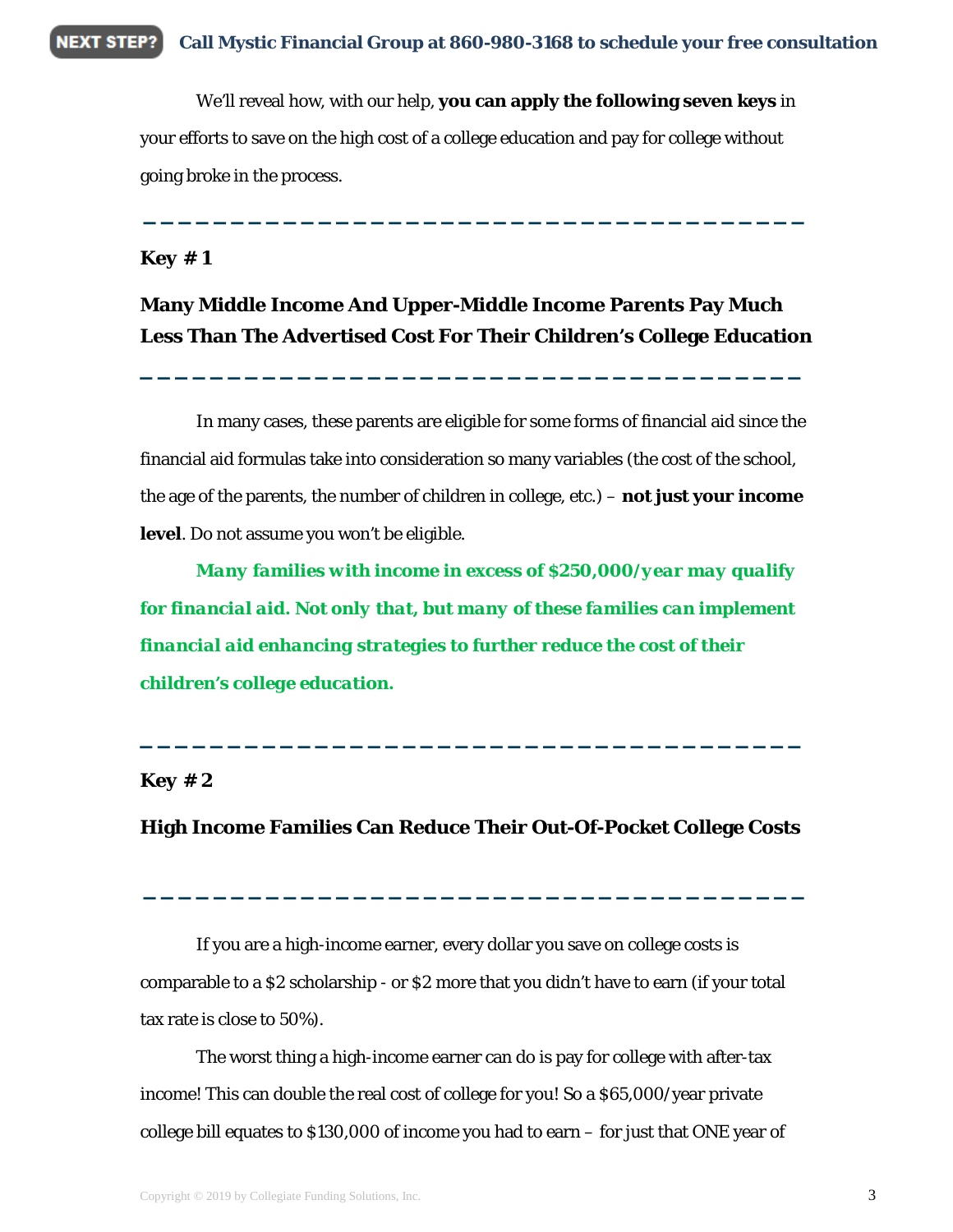We'll reveal how, with our help, **you can apply the following seven keys** in your efforts to save on the high cost of a college education and pay for college without going broke in the process.

---

**Key # 1**

## Many Middle Income And Upper-Middle Income Parents Pay Much Less Than The Advertised Cost For Their Children's College Education

---

In many cases, these parents are eligible for some forms of financial aid since the financial aid formulas take into consideration so many variables (the cost of the school, the age of the parents, the number of children in college, etc.) – **not just your income level**. Do not assume you won't be eligible.

***Many families with income in excess of $250,000/year may qualify for financial aid. Not only that, but many of these families can implement financial aid enhancing strategies to further reduce the cost of their children's college education.***

---

**Key # 2**

## High Income Families Can Reduce Their Out-Of-Pocket College Costs

---

If you are a high-income earner, every dollar you save on college costs is comparable to a $2 scholarship - or $2 more that you didn't have to earn (if your total tax rate is close to 50%).

The worst thing a high-income earner can do is pay for college with after-tax income! This can double the real cost of college for you! So a $65,000/year private college bill equates to $130,000 of income you had to earn – for just that ONE year of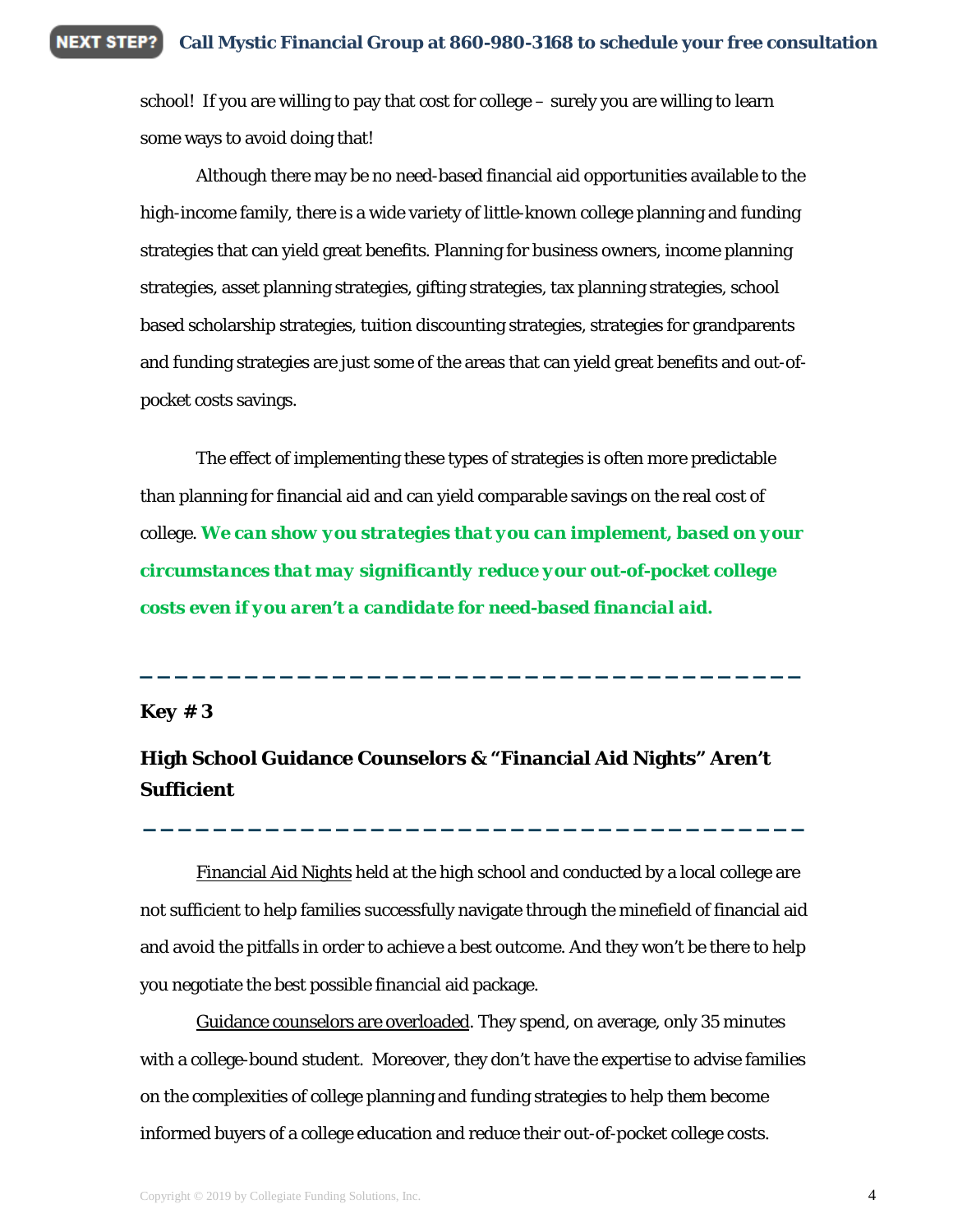school! If you are willing to pay that cost for college – surely you are willing to learn some ways to avoid doing that!

Although there may be no need-based financial aid opportunities available to the high-income family, there is a wide variety of little-known college planning and funding strategies that can yield great benefits. Planning for business owners, income planning strategies, asset planning strategies, gifting strategies, tax planning strategies, school based scholarship strategies, tuition discounting strategies, strategies for grandparents and funding strategies are just some of the areas that can yield great benefits and out-of-pocket costs savings.

The effect of implementing these types of strategies is often more predictable than planning for financial aid and can yield comparable savings on the real cost of college. ***We can show you strategies that you can implement, based on your circumstances that may significantly reduce your out-of-pocket college costs even if you aren't a candidate for need-based financial aid.***

---

**Key # 3**

## High School Guidance Counselors & "Financial Aid Nights" Aren't Sufficient

---

Financial Aid Nights held at the high school and conducted by a local college are not sufficient to help families successfully navigate through the minefield of financial aid and avoid the pitfalls in order to achieve a best outcome. And they won't be there to help you negotiate the best possible financial aid package.

Guidance counselors are overloaded. They spend, on average, only 35 minutes with a college-bound student. Moreover, they don't have the expertise to advise families on the complexities of college planning and funding strategies to help them become informed buyers of a college education and reduce their out-of-pocket college costs.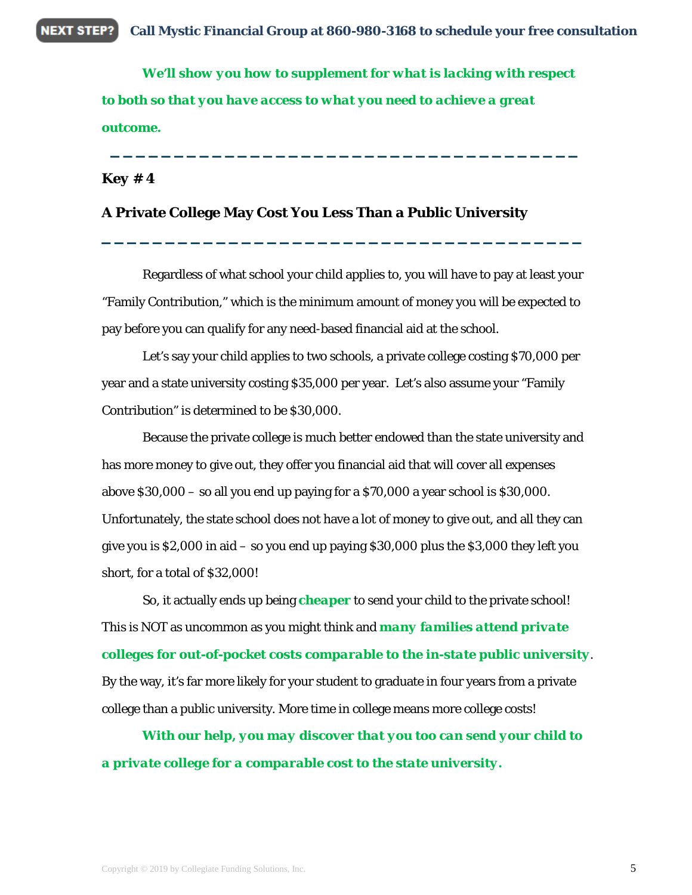***We'll show you how to supplement for what is lacking with respect to both so that you have access to what you need to achieve a great outcome.***

---

**Key # 4**

## A Private College May Cost You Less Than a Public University

---

Regardless of what school your child applies to, you will have to pay at least your "Family Contribution," which is the minimum amount of money you will be expected to pay before you can qualify for any need-based financial aid at the school.

Let's say your child applies to two schools, a private college costing $70,000 per year and a state university costing $35,000 per year. Let's also assume your "Family Contribution" is determined to be $30,000.

Because the private college is much better endowed than the state university and has more money to give out, they offer you financial aid that will cover all expenses above $30,000 – so all you end up paying for a $70,000 a year school is $30,000. Unfortunately, the state school does not have a lot of money to give out, and all they can give you is $2,000 in aid – so you end up paying $30,000 plus the $3,000 they left you short, for a total of $32,000!

So, it actually ends up being **cheaper** to send your child to the private school! This is NOT as uncommon as you might think and ***many families attend private colleges for out-of-pocket costs comparable to the in-state public university***. By the way, it's far more likely for your student to graduate in four years from a private college than a public university. More time in college means more college costs!

***With our help, you may discover that you too can send your child to a private college for a comparable cost to the state university.***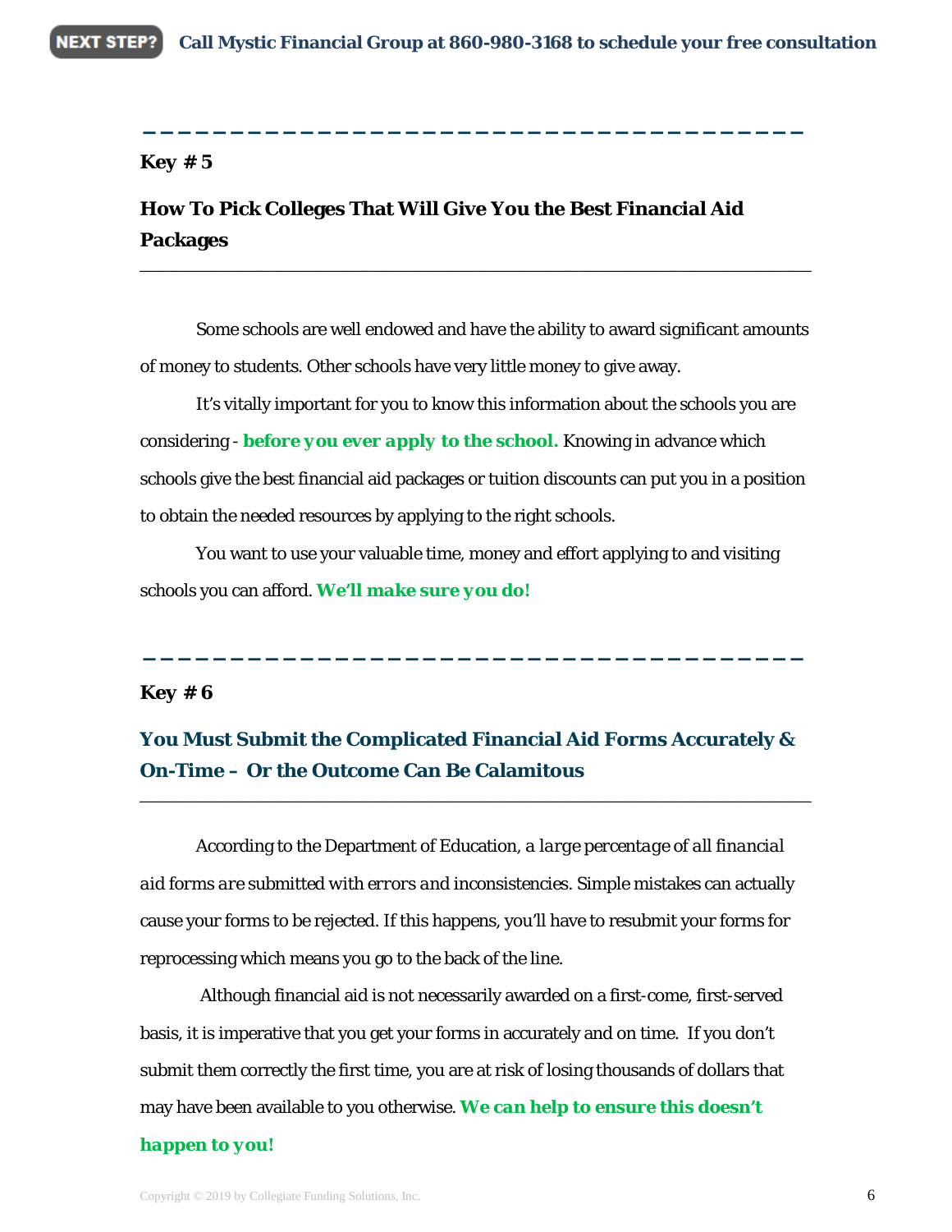---

**Key # 5**

## How To Pick Colleges That Will Give You the Best Financial Aid Packages

---

Some schools are well endowed and have the ability to award significant amounts of money to students. Other schools have very little money to give away.

It's vitally important for you to know this information about the schools you are considering - **before you ever apply to the school.** Knowing in advance which schools give the best financial aid packages or tuition discounts can put you in a position to obtain the needed resources by applying to the right schools.

You want to use your valuable time, money and effort applying to and visiting schools you can afford. **We'll make sure you do!**

---

**Key # 6**

## You Must Submit the Complicated Financial Aid Forms Accurately & On-Time – Or the Outcome Can Be Calamitous

---

According to the Department of Education, *a large percentage of all financial aid forms are* submitted with *errors and* inconsistencies. Simple mistakes can actually cause your forms to be rejected. If this happens, you'll have to resubmit your forms for reprocessing which means you go to the back of the line.

Although financial aid is not necessarily awarded on a first-come, first-served basis, it is imperative that you get your forms in accurately and on time. If you don't submit them correctly the first time, you are at risk of losing thousands of dollars that may have been available to you otherwise. **We can help to ensure this doesn't happen to you!**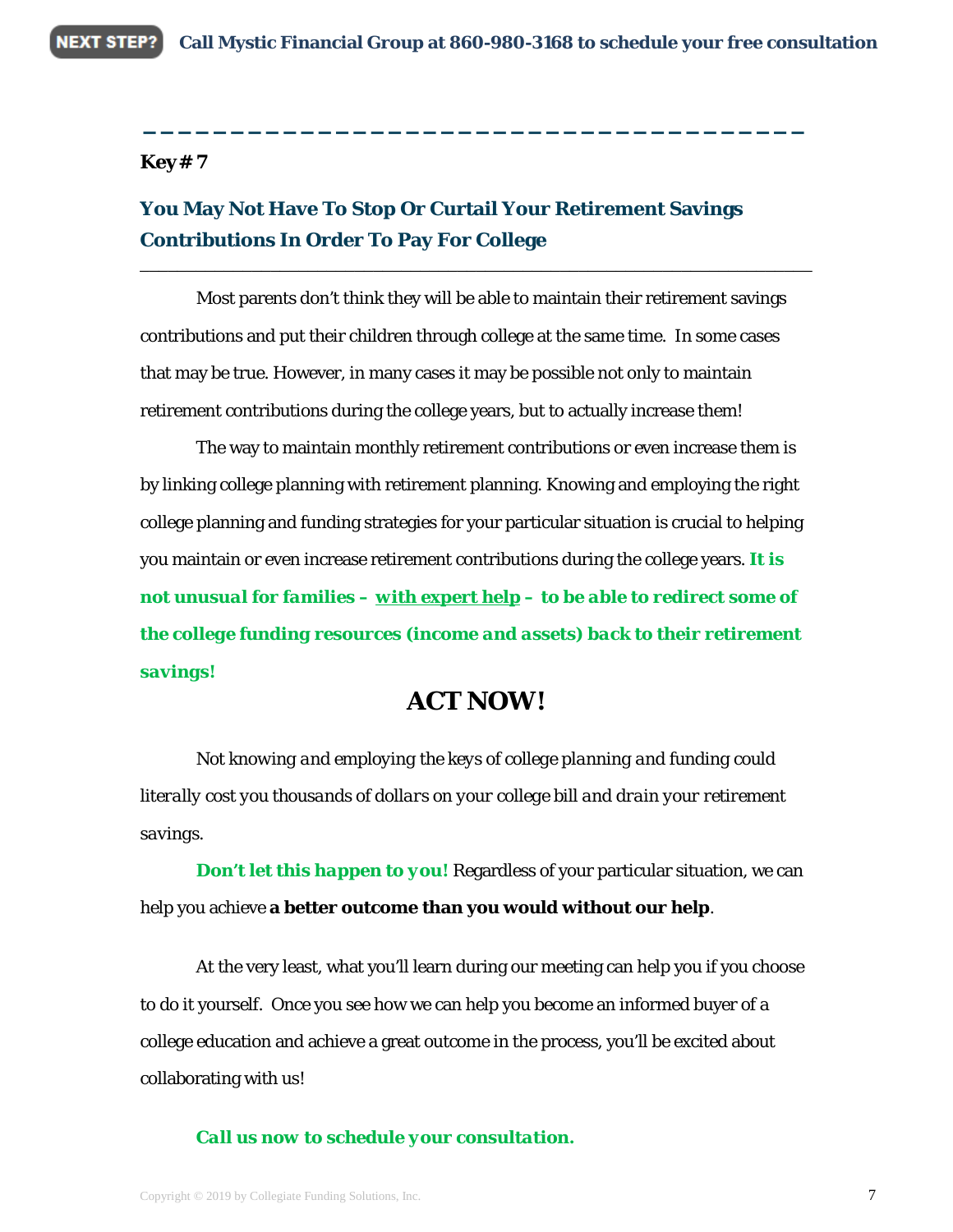**Key # 7**

## You May Not Have To Stop Or Curtail Your Retirement Savings Contributions In Order To Pay For College

Most parents don't think they will be able to maintain their retirement savings contributions and put their children through college at the same time. In some cases that may be true. However, in many cases it may be possible not only to maintain retirement contributions during the college years, but to actually increase them!

The way to maintain monthly retirement contributions or even increase them is by linking college planning with retirement planning. Knowing and employing the right college planning and funding strategies for your particular situation is crucial to helping you maintain or even increase retirement contributions during the college years. ***It is not unusual for families – with expert help – to be able to redirect some of the college funding resources (income and assets) back to their retirement savings!***

## ACT NOW!

*Not knowing and employing the keys of college planning and funding could literally cost you thousands of dollars on your college bill and drain your retirement savings.*

**Don't let this happen to you!** Regardless of your particular situation, we can help you achieve **a better outcome than you would without our help**.

At the very least, what you'll learn during our meeting can help you if you choose to do it yourself. Once you see how we can help you become an informed buyer of a college education and achieve a great outcome in the process, you'll be excited about collaborating with us!

***Call us now to schedule your consultation.***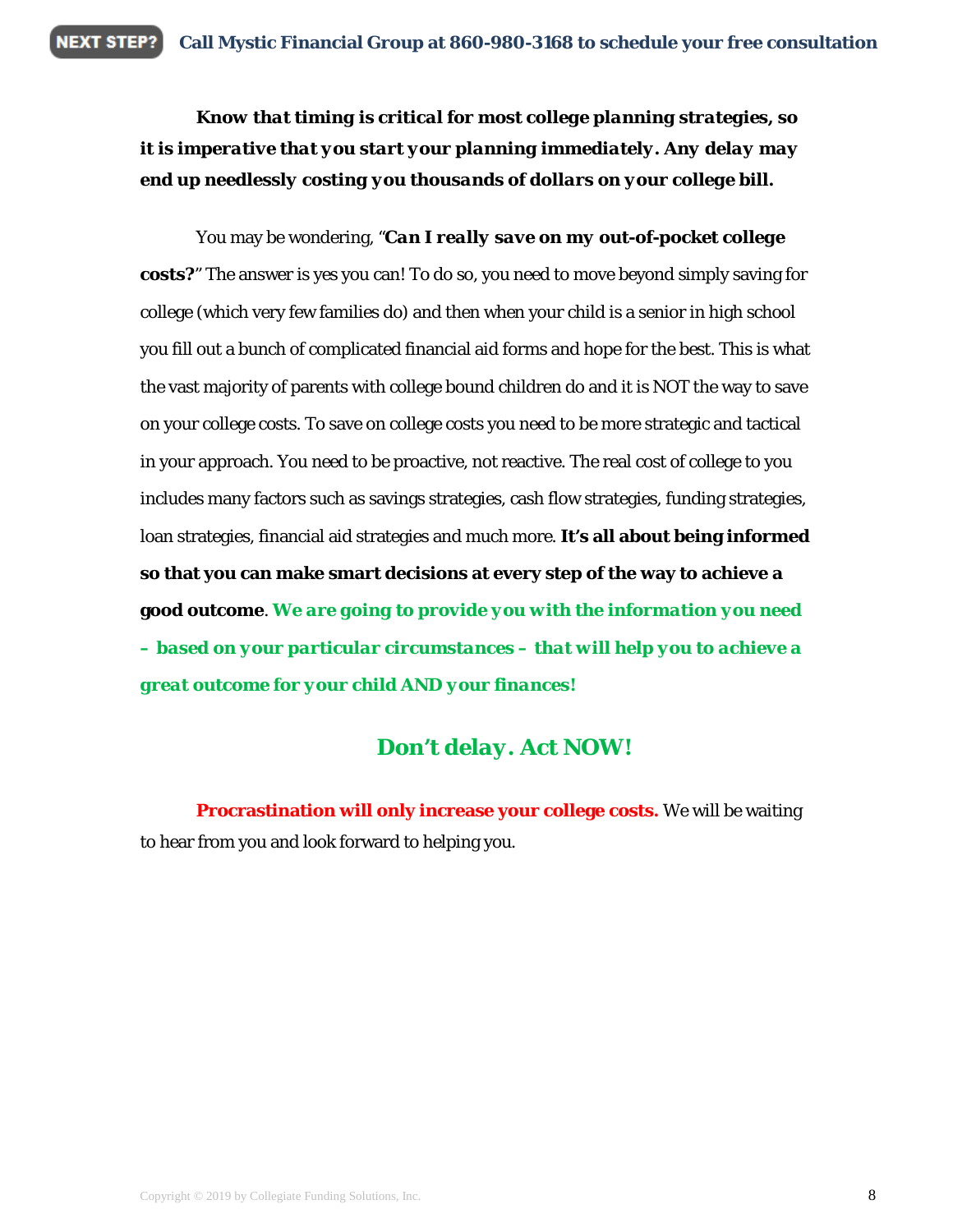**NEXT STEP?** **Call Mystic Financial Group at 860-980-3168 to schedule your free consultation**

***Know that timing is critical for most college planning strategies, so it is imperative that you start your planning immediately. Any delay may end up needlessly costing you thousands of dollars on your college bill.***

You may be wondering, "***Can I really save on my out-of-pocket college costs?***" The answer is yes you can! To do so, you need to move beyond simply saving for college (which very few families do) and then when your child is a senior in high school you fill out a bunch of complicated financial aid forms and hope for the best. This is what the vast majority of parents with college bound children do and it is NOT the way to save on your college costs. To save on college costs you need to be more strategic and tactical in your approach. You need to be proactive, not reactive. The real cost of college to you includes many factors such as savings strategies, cash flow strategies, funding strategies, loan strategies, financial aid strategies and much more. **It's all about being informed so that you can make smart decisions at every step of the way to achieve a good outcome**. ***We are going to provide you with the information you need – based on your particular circumstances – that will help you to achieve a great outcome for your child AND your finances!***

## *Don't delay. Act NOW!*

**Procrastination will only increase your college costs.** We will be waiting to hear from you and look forward to helping you.

Copyright © 2019 by Collegiate Funding Solutions, Inc.